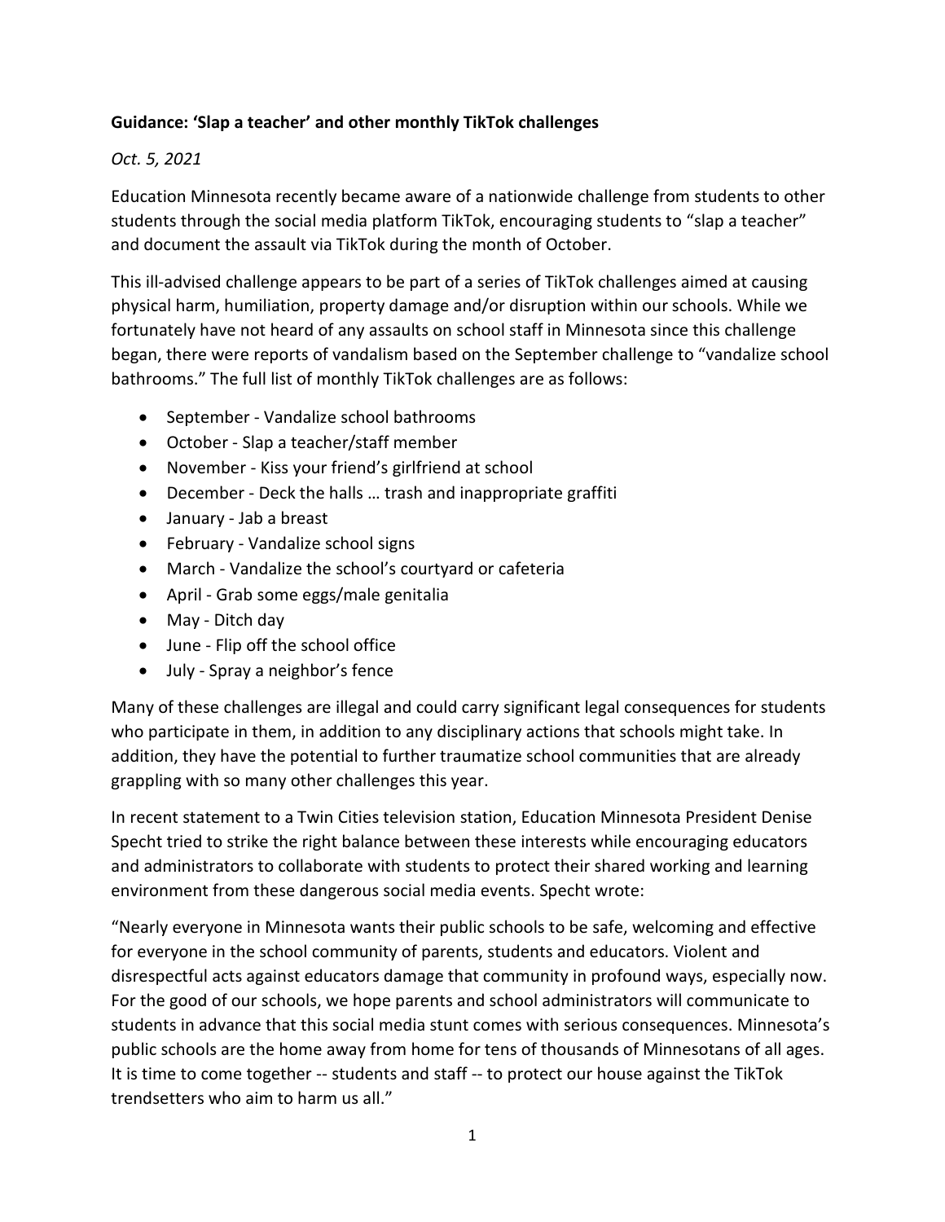**Guidance: 'Slap a teacher' and other monthly TikTok challenges**

*Oct. 5, 2021*

Education Minnesota recently became aware of a nationwide challenge from students to other students through the social media platform TikTok, encouraging students to "slap a teacher" and document the assault via TikTok during the month of October.

This ill-advised challenge appears to be part of a series of TikTok challenges aimed at causing physical harm, humiliation, property damage and/or disruption within our schools. While we fortunately have not heard of any assaults on school staff in Minnesota since this challenge began, there were reports of vandalism based on the September challenge to "vandalize school bathrooms." The full list of monthly TikTok challenges are as follows:

- September - Vandalize school bathrooms
- October - Slap a teacher/staff member
- November - Kiss your friend's girlfriend at school
- December - Deck the halls … trash and inappropriate graffiti
- January - Jab a breast
- February - Vandalize school signs
- March - Vandalize the school's courtyard or cafeteria
- April - Grab some eggs/male genitalia
- May - Ditch day
- June - Flip off the school office
- July - Spray a neighbor's fence

Many of these challenges are illegal and could carry significant legal consequences for students who participate in them, in addition to any disciplinary actions that schools might take. In addition, they have the potential to further traumatize school communities that are already grappling with so many other challenges this year.

In recent statement to a Twin Cities television station, Education Minnesota President Denise Specht tried to strike the right balance between these interests while encouraging educators and administrators to collaborate with students to protect their shared working and learning environment from these dangerous social media events. Specht wrote:

"Nearly everyone in Minnesota wants their public schools to be safe, welcoming and effective for everyone in the school community of parents, students and educators. Violent and disrespectful acts against educators damage that community in profound ways, especially now. For the good of our schools, we hope parents and school administrators will communicate to students in advance that this social media stunt comes with serious consequences. Minnesota's public schools are the home away from home for tens of thousands of Minnesotans of all ages. It is time to come together -- students and staff -- to protect our house against the TikTok trendsetters who aim to harm us all."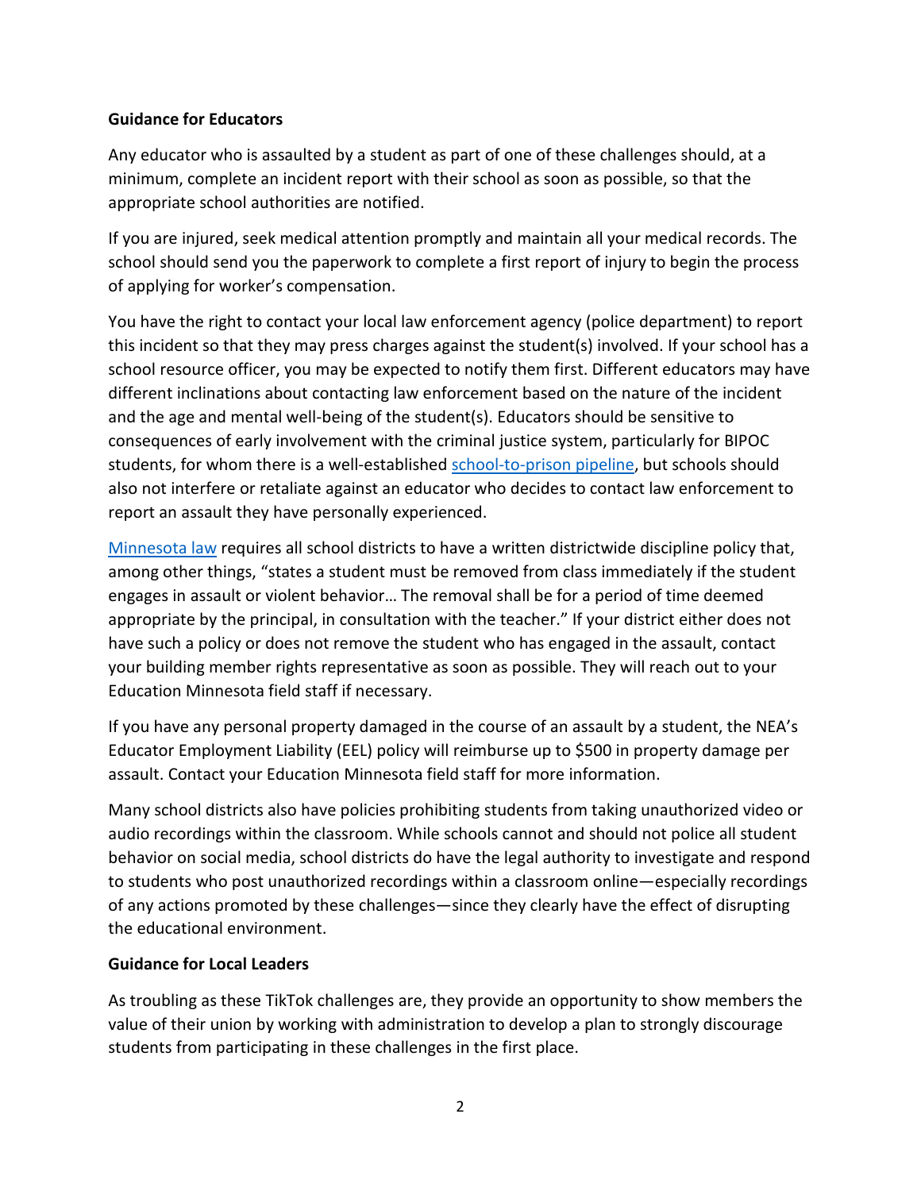**Guidance for Educators**

Any educator who is assaulted by a student as part of one of these challenges should, at a minimum, complete an incident report with their school as soon as possible, so that the appropriate school authorities are notified.

If you are injured, seek medical attention promptly and maintain all your medical records. The school should send you the paperwork to complete a first report of injury to begin the process of applying for worker's compensation.

You have the right to contact your local law enforcement agency (police department) to report this incident so that they may press charges against the student(s) involved. If your school has a school resource officer, you may be expected to notify them first. Different educators may have different inclinations about contacting law enforcement based on the nature of the incident and the age and mental well-being of the student(s). Educators should be sensitive to consequences of early involvement with the criminal justice system, particularly for BIPOC students, for whom there is a well-established school-to-prison pipeline, but schools should also not interfere or retaliate against an educator who decides to contact law enforcement to report an assault they have personally experienced.

Minnesota law requires all school districts to have a written districtwide discipline policy that, among other things, "states a student must be removed from class immediately if the student engages in assault or violent behavior… The removal shall be for a period of time deemed appropriate by the principal, in consultation with the teacher." If your district either does not have such a policy or does not remove the student who has engaged in the assault, contact your building member rights representative as soon as possible. They will reach out to your Education Minnesota field staff if necessary.

If you have any personal property damaged in the course of an assault by a student, the NEA's Educator Employment Liability (EEL) policy will reimburse up to $500 in property damage per assault. Contact your Education Minnesota field staff for more information.

Many school districts also have policies prohibiting students from taking unauthorized video or audio recordings within the classroom. While schools cannot and should not police all student behavior on social media, school districts do have the legal authority to investigate and respond to students who post unauthorized recordings within a classroom online—especially recordings of any actions promoted by these challenges—since they clearly have the effect of disrupting the educational environment.

**Guidance for Local Leaders**

As troubling as these TikTok challenges are, they provide an opportunity to show members the value of their union by working with administration to develop a plan to strongly discourage students from participating in these challenges in the first place.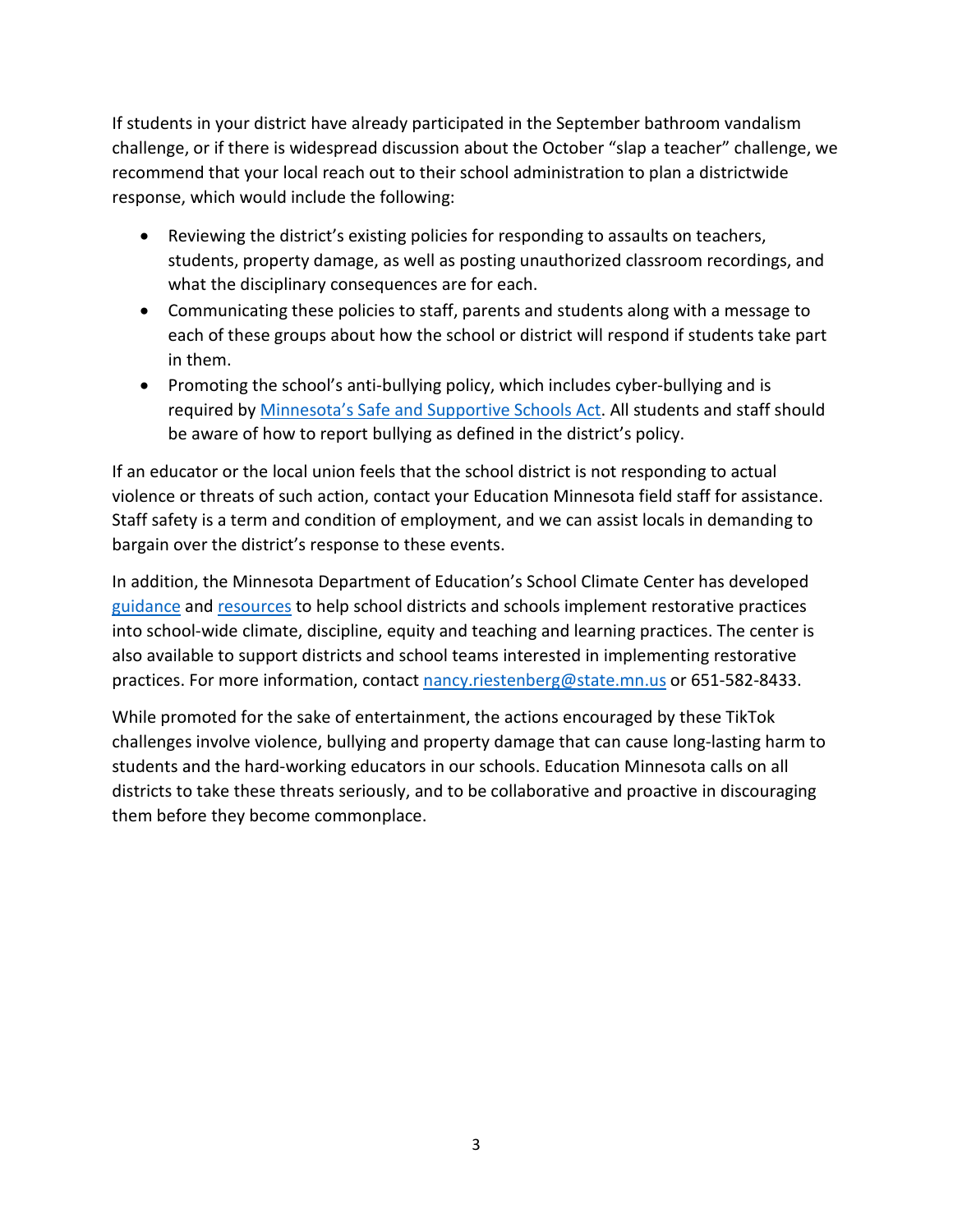If students in your district have already participated in the September bathroom vandalism challenge, or if there is widespread discussion about the October "slap a teacher" challenge, we recommend that your local reach out to their school administration to plan a districtwide response, which would include the following:

- Reviewing the district's existing policies for responding to assaults on teachers, students, property damage, as well as posting unauthorized classroom recordings, and what the disciplinary consequences are for each.
- Communicating these policies to staff, parents and students along with a message to each of these groups about how the school or district will respond if students take part in them.
- Promoting the school's anti-bullying policy, which includes cyber-bullying and is required by Minnesota's Safe and Supportive Schools Act. All students and staff should be aware of how to report bullying as defined in the district's policy.

If an educator or the local union feels that the school district is not responding to actual violence or threats of such action, contact your Education Minnesota field staff for assistance. Staff safety is a term and condition of employment, and we can assist locals in demanding to bargain over the district's response to these events.

In addition, the Minnesota Department of Education's School Climate Center has developed guidance and resources to help school districts and schools implement restorative practices into school-wide climate, discipline, equity and teaching and learning practices. The center is also available to support districts and school teams interested in implementing restorative practices. For more information, contact nancy.riestenberg@state.mn.us or 651-582-8433.

While promoted for the sake of entertainment, the actions encouraged by these TikTok challenges involve violence, bullying and property damage that can cause long-lasting harm to students and the hard-working educators in our schools. Education Minnesota calls on all districts to take these threats seriously, and to be collaborative and proactive in discouraging them before they become commonplace.